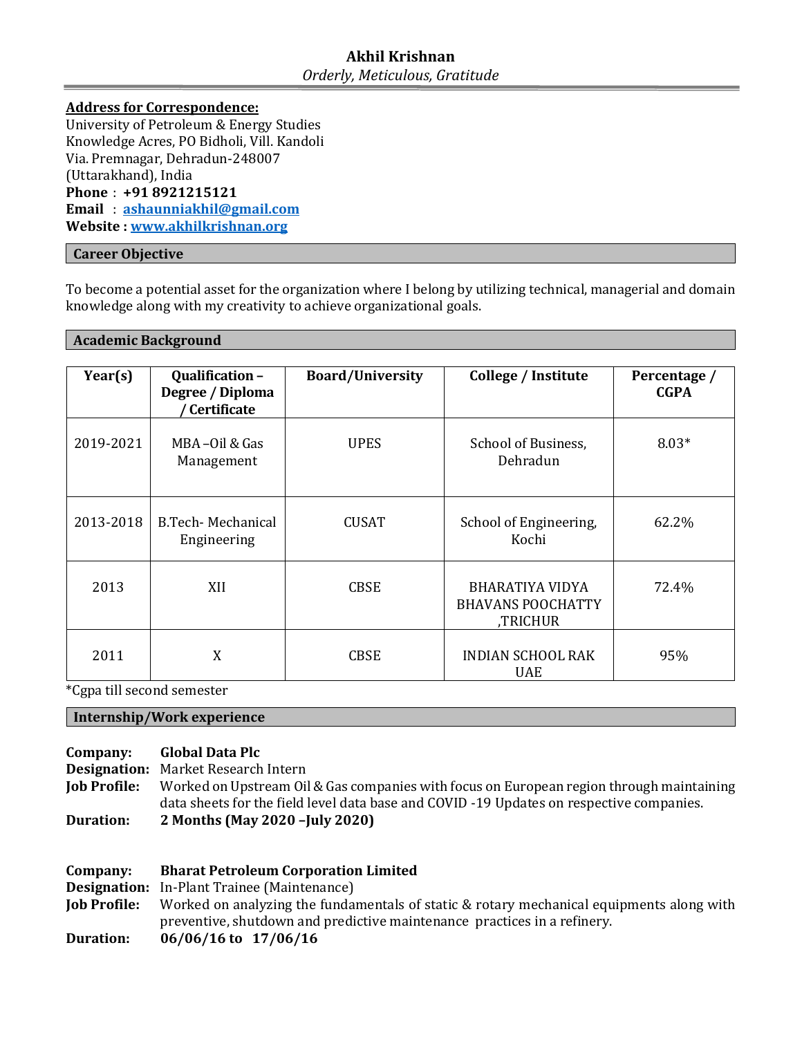# Akhil Krishnan

*Orderly, Meticulous, Gratitude*

**Address for Correspondence:**
University of Petroleum & Energy Studies
Knowledge Acres, PO Bidholi, Vill. Kandoli
Via. Premnagar, Dehradun-248007
(Uttarakhand), India
**Phone** : **+91 8921215121**
**Email** : **ashaunniakhil@gmail.com**
**Website : www.akhilkrishnan.org**

## Career Objective

To become a potential asset for the organization where I belong by utilizing technical, managerial and domain knowledge along with my creativity to achieve organizational goals.

## Academic Background

| Year(s) | Qualification – Degree / Diploma / Certificate | Board/University | College / Institute | Percentage / CGPA |
|---|---|---|---|---|
| 2019-2021 | MBA –Oil & Gas Management | UPES | School of Business, Dehradun | 8.03* |
| 2013-2018 | B.Tech- Mechanical Engineering | CUSAT | School of Engineering, Kochi | 62.2% |
| 2013 | XII | CBSE | BHARATIYA VIDYA BHAVANS POOCHATTY ,TRICHUR | 72.4% |
| 2011 | X | CBSE | INDIAN SCHOOL RAK UAE | 95% |

*Cgpa till second semester

## Internship/Work experience

**Company:** **Global Data Plc**
**Designation:** Market Research Intern
**Job Profile:** Worked on Upstream Oil & Gas companies with focus on European region through maintaining data sheets for the field level data base and COVID -19 Updates on respective companies.
**Duration:** **2 Months (May 2020 –July 2020)**

**Company:** **Bharat Petroleum Corporation Limited**
**Designation:** In-Plant Trainee (Maintenance)
**Job Profile:** Worked on analyzing the fundamentals of static & rotary mechanical equipments along with preventive, shutdown and predictive maintenance practices in a refinery.
**Duration:** **06/06/16 to 17/06/16**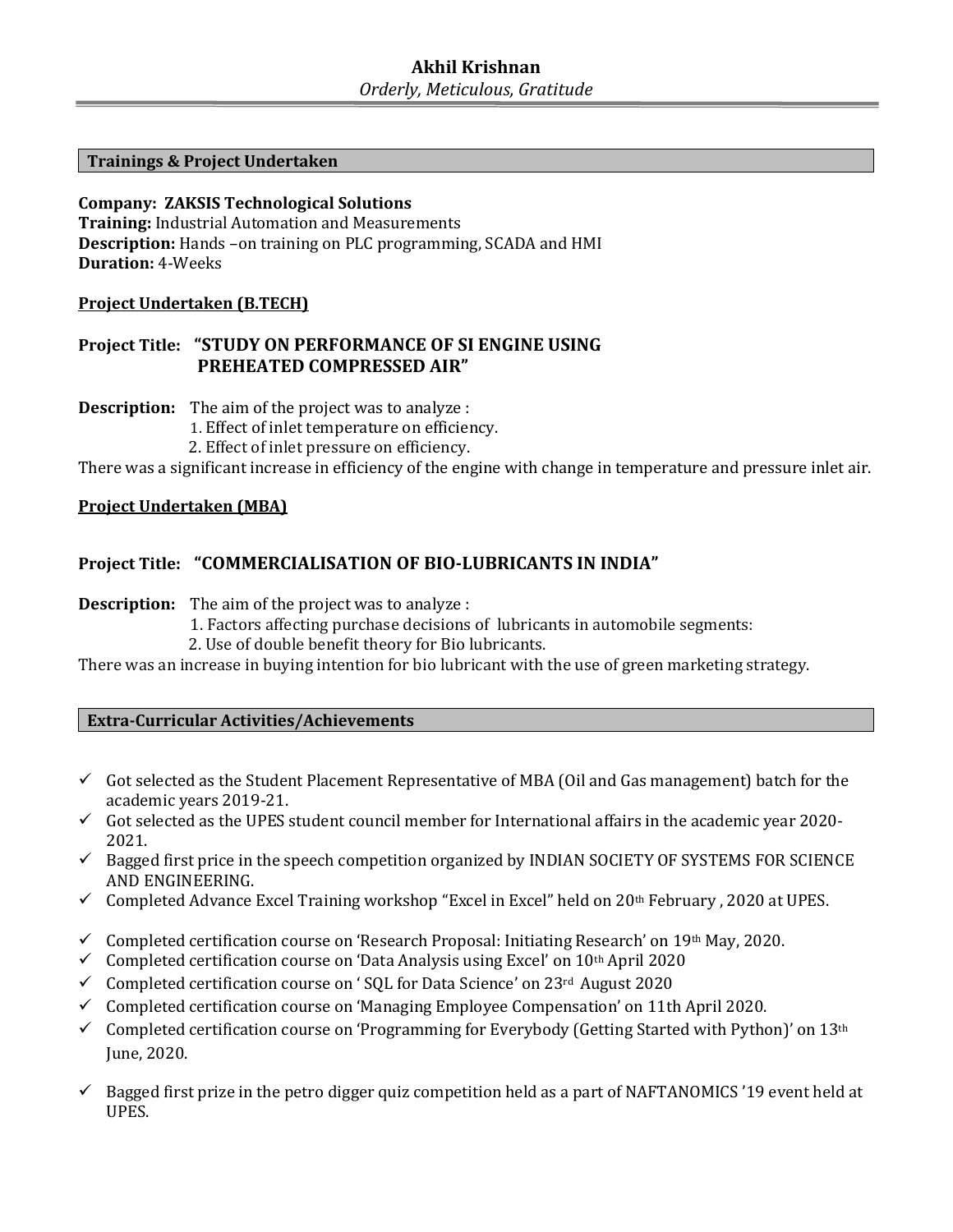**Akhil Krishnan**

*Orderly, Meticulous, Gratitude*

## Trainings & Project Undertaken

**Company: ZAKSIS Technological Solutions**
**Training:** Industrial Automation and Measurements
**Description:** Hands –on training on PLC programming, SCADA and HMI
**Duration:** 4-Weeks

### Project Undertaken (B.TECH)

**Project Title: "STUDY ON PERFORMANCE OF SI ENGINE USING PREHEATED COMPRESSED AIR"**

**Description:** The aim of the project was to analyze :

1. Effect of inlet temperature on efficiency.
2. Effect of inlet pressure on efficiency.

There was a significant increase in efficiency of the engine with change in temperature and pressure inlet air.

### Project Undertaken (MBA)

**Project Title: "COMMERCIALISATION OF BIO-LUBRICANTS IN INDIA"**

**Description:** The aim of the project was to analyze :

1. Factors affecting purchase decisions of lubricants in automobile segments:
2. Use of double benefit theory for Bio lubricants.

There was an increase in buying intention for bio lubricant with the use of green marketing strategy.

## Extra-Curricular Activities/Achievements

- ✓ Got selected as the Student Placement Representative of MBA (Oil and Gas management) batch for the academic years 2019-21.
- ✓ Got selected as the UPES student council member for International affairs in the academic year 2020-2021.
- ✓ Bagged first price in the speech competition organized by INDIAN SOCIETY OF SYSTEMS FOR SCIENCE AND ENGINEERING.
- ✓ Completed Advance Excel Training workshop "Excel in Excel" held on 20th February , 2020 at UPES.
- ✓ Completed certification course on 'Research Proposal: Initiating Research' on 19th May, 2020.
- ✓ Completed certification course on 'Data Analysis using Excel' on 10th April 2020
- ✓ Completed certification course on ' SQL for Data Science' on 23rd August 2020
- ✓ Completed certification course on 'Managing Employee Compensation' on 11th April 2020.
- ✓ Completed certification course on 'Programming for Everybody (Getting Started with Python)' on 13th June, 2020.
- ✓ Bagged first prize in the petro digger quiz competition held as a part of NAFTANOMICS '19 event held at UPES.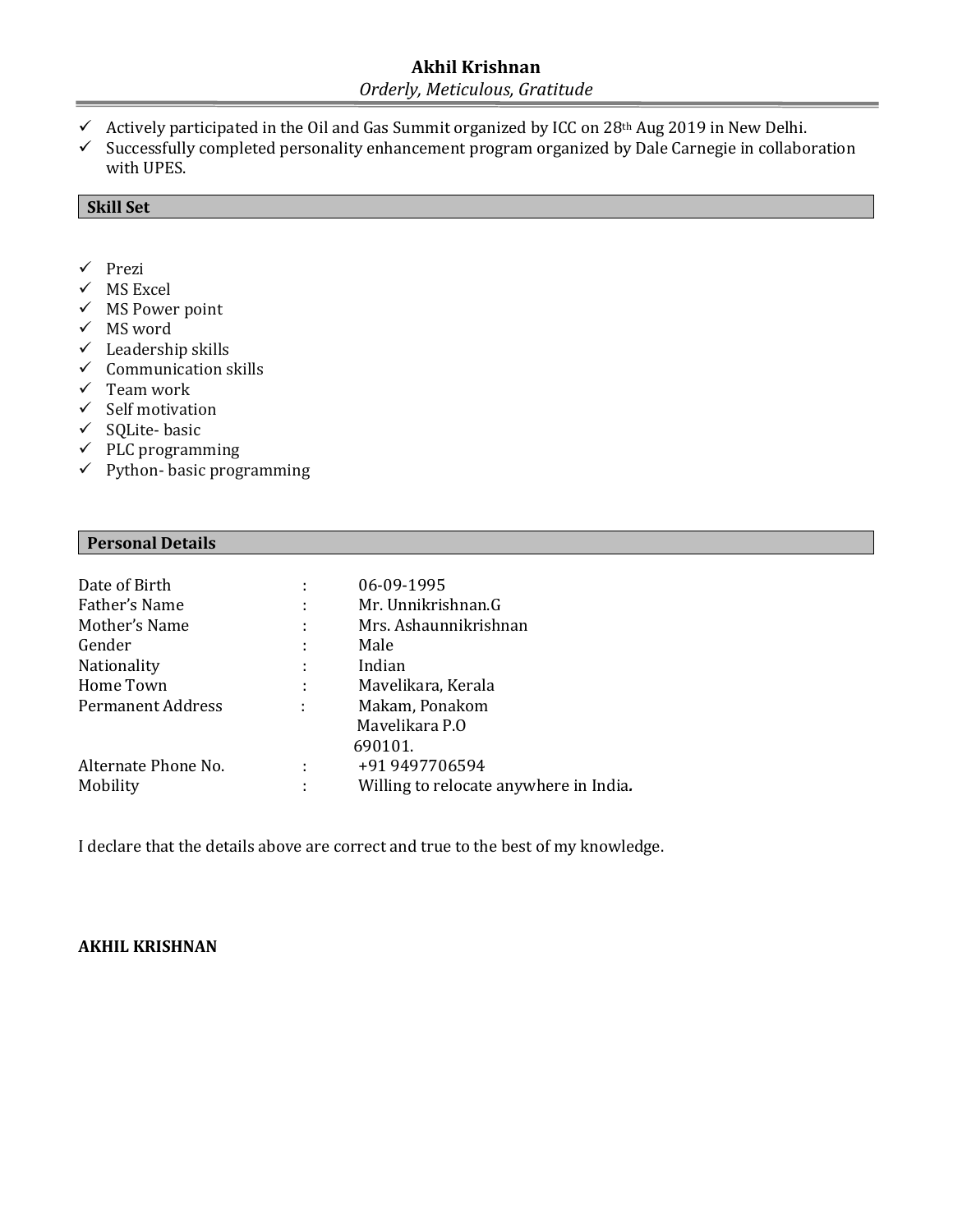# Akhil Krishnan

*Orderly, Meticulous, Gratitude*

- ✓ Actively participated in the Oil and Gas Summit organized by ICC on 28th Aug 2019 in New Delhi.
- ✓ Successfully completed personality enhancement program organized by Dale Carnegie in collaboration with UPES.

## Skill Set

- ✓ Prezi
- ✓ MS Excel
- ✓ MS Power point
- ✓ MS word
- ✓ Leadership skills
- ✓ Communication skills
- ✓ Team work
- ✓ Self motivation
- ✓ SQLite- basic
- ✓ PLC programming
- ✓ Python- basic programming

## Personal Details

| | | |
|---|---|---|
| Date of Birth | : | 06-09-1995 |
| Father's Name | : | Mr. Unnikrishnan.G |
| Mother's Name | : | Mrs. Ashaunnikrishnan |
| Gender | : | Male |
| Nationality | : | Indian |
| Home Town | : | Mavelikara, Kerala |
| Permanent Address | : | Makam, Ponakom<br>Mavelikara P.O<br>690101. |
| Alternate Phone No. | : | +91 9497706594 |
| Mobility | : | Willing to relocate anywhere in India**.** |

I declare that the details above are correct and true to the best of my knowledge.

**AKHIL KRISHNAN**